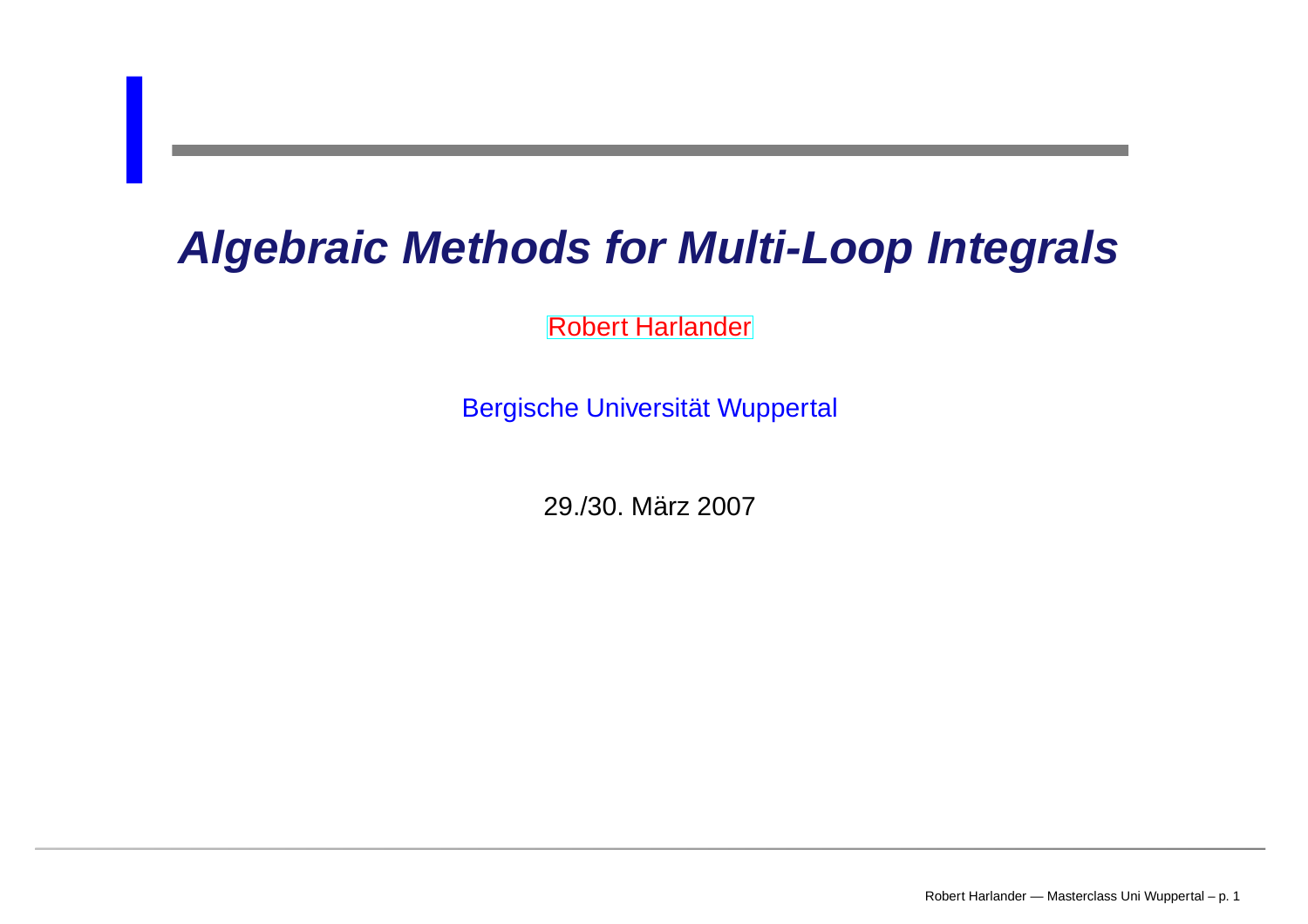# *Algebraic Methods for Multi-Loop Integrals*

Robert Harlander

Bergische Universität Wuppertal

29./30. März 2007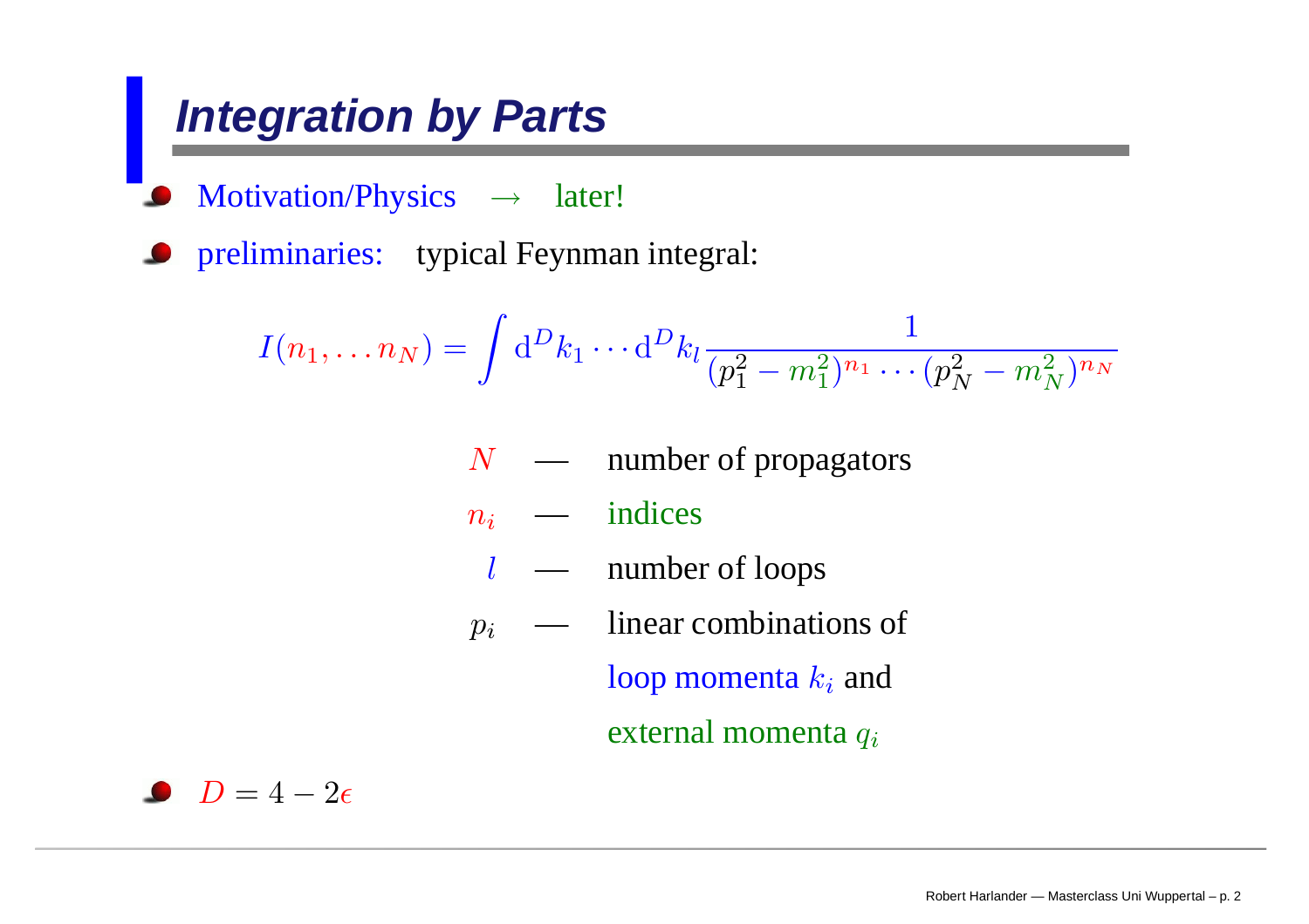## Integration by Parts

- Motivation/Physics $\rightarrow$ later!
- preliminaries: typical Feynman integral:

$$I(n_1,\ldots n_N) = \int \mathrm{d}^D k_1 \cdots \mathrm{d}^D k_l \frac{1}{(p_1^2 - m_1^2)^{n_1} \cdots (p_N^2 - m_N^2)^{n_N}}$$

| | | |
|---|---|---|
| $N$ | — | number of propagators |
| $n_i$ | — | indices |
| $l$ | — | number of loops |
| $p_i$ | — | linear combinations of loop momenta $k_i$ and external momenta $q_i$ |

- $D = 4 - 2\epsilon$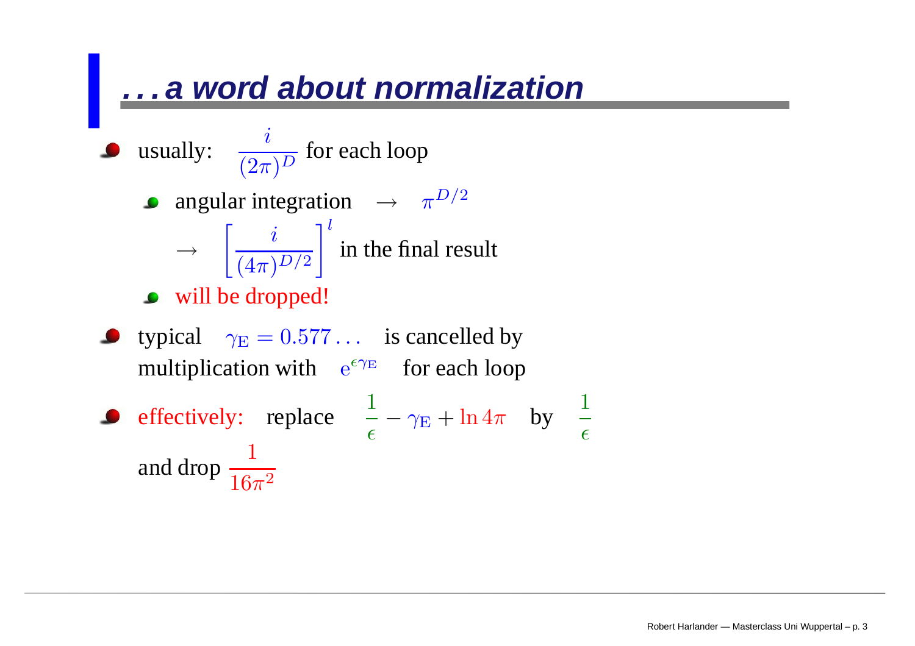# . . . a word about normalization

- usually: $\frac{i}{(2\pi)^D}$ for each loop
  - angular integration $\rightarrow \quad \pi^{D/2}$

    $\rightarrow \quad \left[\frac{i}{(4\pi)^{D/2}}\right]^l$ in the final result
  - will be dropped!
- typical $\gamma_{\rm E} = 0.577\ldots$ is cancelled by multiplication with $e^{\epsilon\gamma_{\rm E}}$ for each loop
- effectively: replace $\frac{1}{\epsilon} - \gamma_{\rm E} + \ln 4\pi$ by $\frac{1}{\epsilon}$ and drop $\frac{1}{16\pi^2}$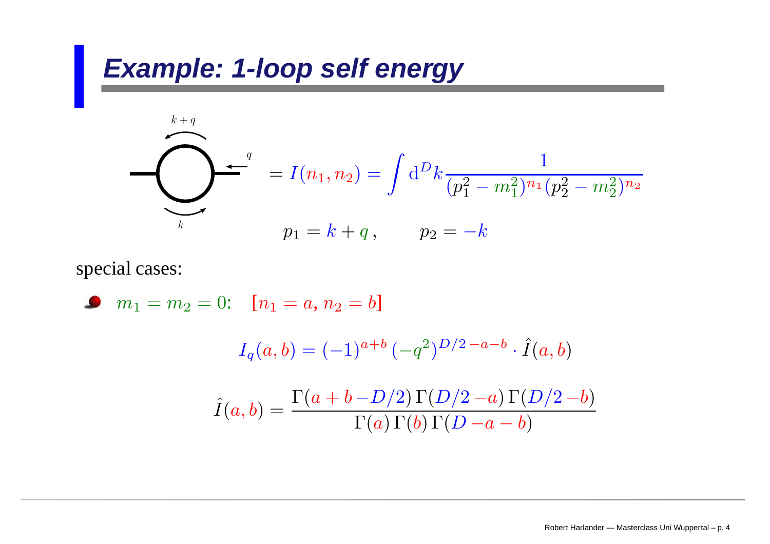# Example: 1-loop self energy

$$= I(n_1, n_2) = \int \mathrm{d}^D k \frac{1}{(p_1^2 - m_1^2)^{n_1} (p_2^2 - m_2^2)^{n_2}}$$

$$p_1 = k + q\,, \qquad p_2 = -k$$

special cases:

- $m_1 = m_2 = 0$: $\quad [n_1 = a, n_2 = b]$

$$I_q(a,b) = (-1)^{a+b} \, (-q^2)^{D/2-a-b} \cdot \hat{I}(a,b)$$

$$\hat{I}(a,b) = \frac{\Gamma(a+b-D/2)\,\Gamma(D/2-a)\,\Gamma(D/2-b)}{\Gamma(a)\,\Gamma(b)\,\Gamma(D-a-b)}$$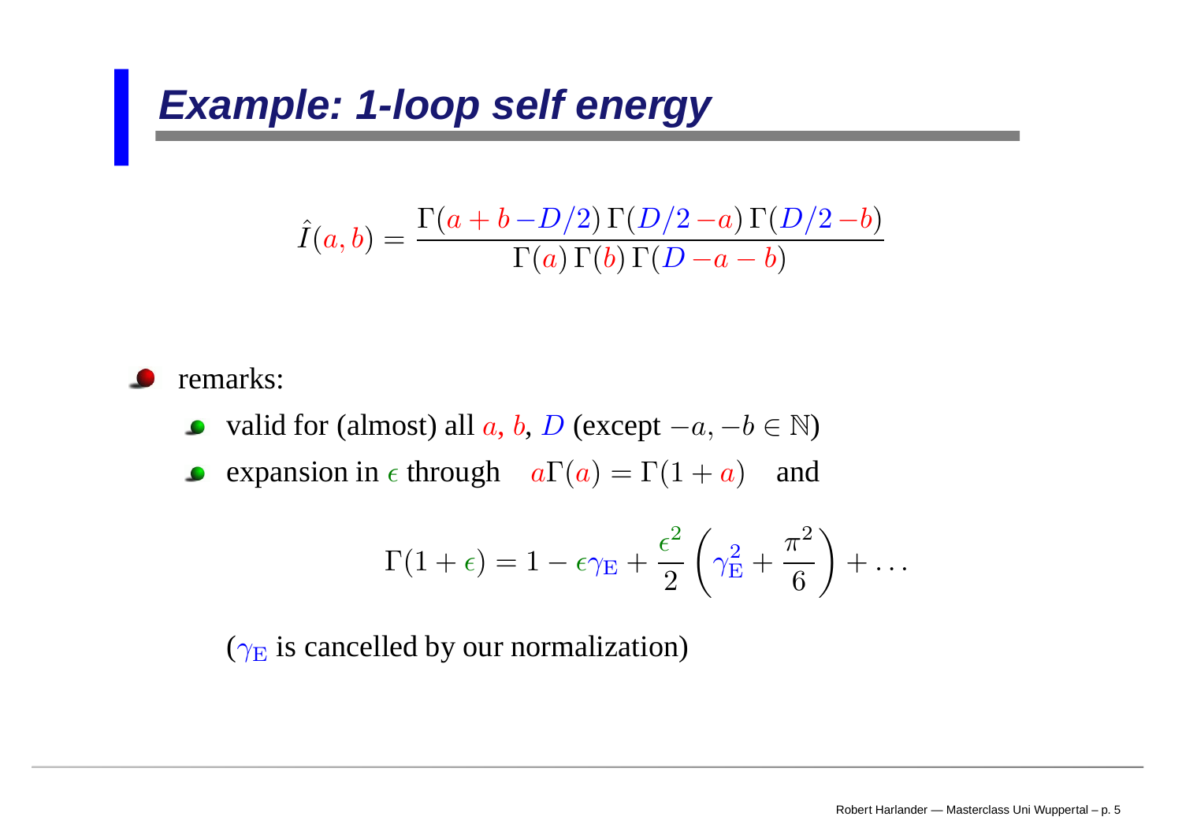## Example: 1-loop self energy

$$\hat{I}(a,b) = \frac{\Gamma(a+b-D/2)\,\Gamma(D/2-a)\,\Gamma(D/2-b)}{\Gamma(a)\,\Gamma(b)\,\Gamma(D-a-b)}$$

- remarks:
  - valid for (almost) all $a$, $b$, $D$ (except $-a, -b \in \mathbb{N}$)
  - expansion in $\epsilon$ through $\quad a\Gamma(a) = \Gamma(1+a) \quad$ and

$$\Gamma(1+\epsilon) = 1 - \epsilon\gamma_{\rm E} + \frac{\epsilon^2}{2}\left(\gamma_{\rm E}^2 + \frac{\pi^2}{6}\right) + \ldots$$

($\gamma_{\rm E}$ is cancelled by our normalization)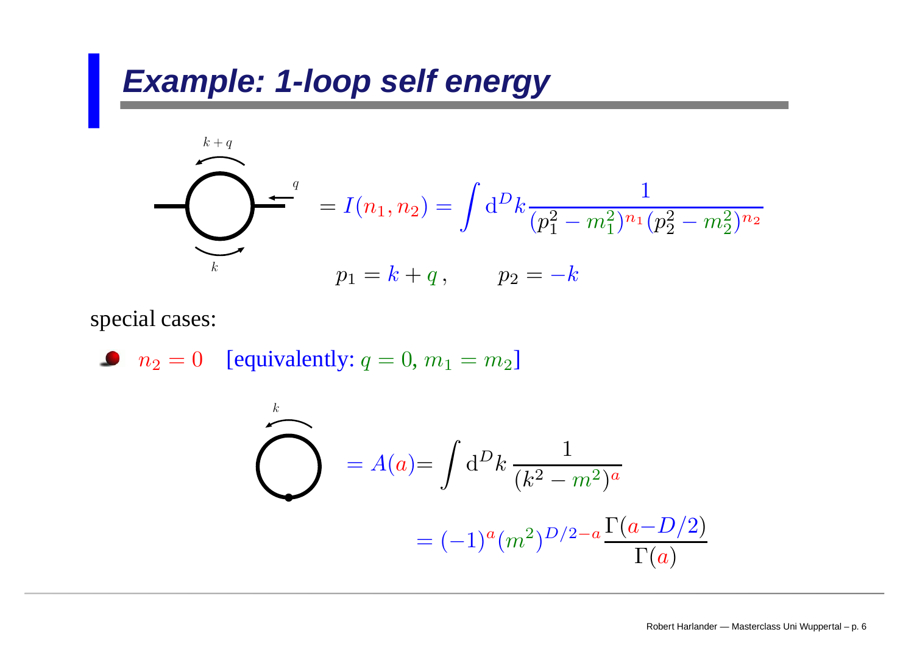# Example: 1-loop self energy

$$= I(n_1, n_2) = \int \mathrm{d}^D k \frac{1}{(p_1^2 - m_1^2)^{n_1}(p_2^2 - m_2^2)^{n_2}}$$

$$p_1 = k + q\,, \qquad p_2 = -k$$

special cases:

- $n_2 = 0$ [equivalently: $q = 0$, $m_1 = m_2$]

$$= A(a) = \int \mathrm{d}^D k \, \frac{1}{(k^2 - m^2)^a}$$

$$= (-1)^a (m^2)^{D/2-a} \frac{\Gamma(a - D/2)}{\Gamma(a)}$$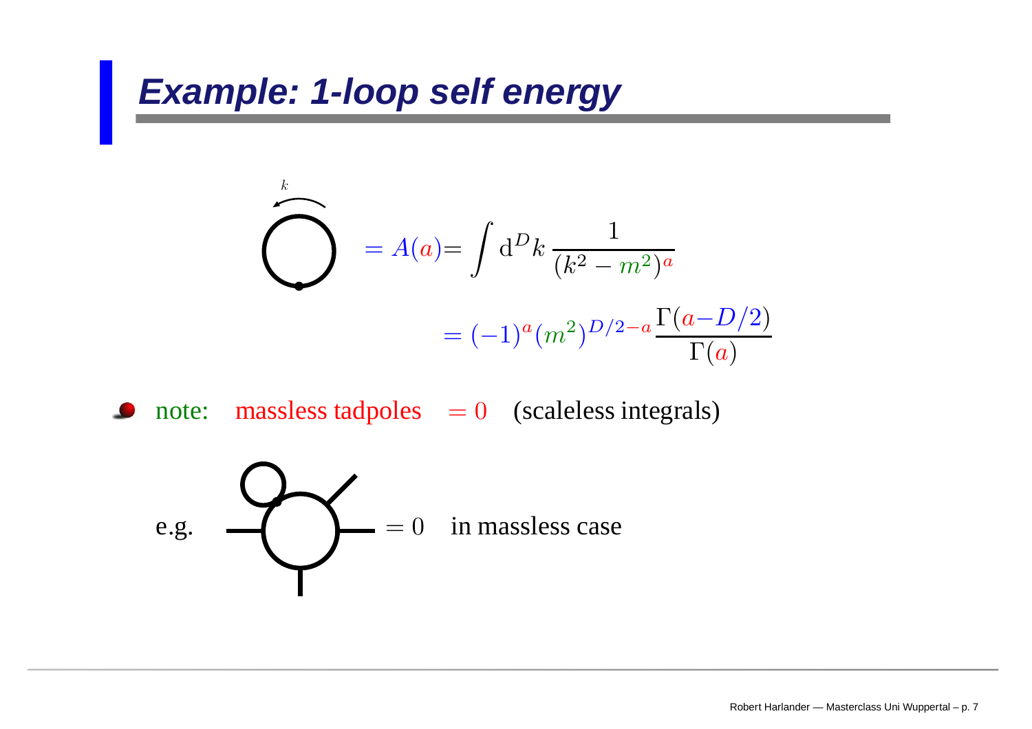# Example: 1-loop self energy

$$= A(a) = \int \mathrm{d}^D k \, \frac{1}{(k^2 - m^2)^a}$$

$$= (-1)^a (m^2)^{D/2-a} \frac{\Gamma(a - D/2)}{\Gamma(a)}$$

- note: massless tadpoles $= 0$ (scaleless integrals)

e.g. $= 0$ in massless case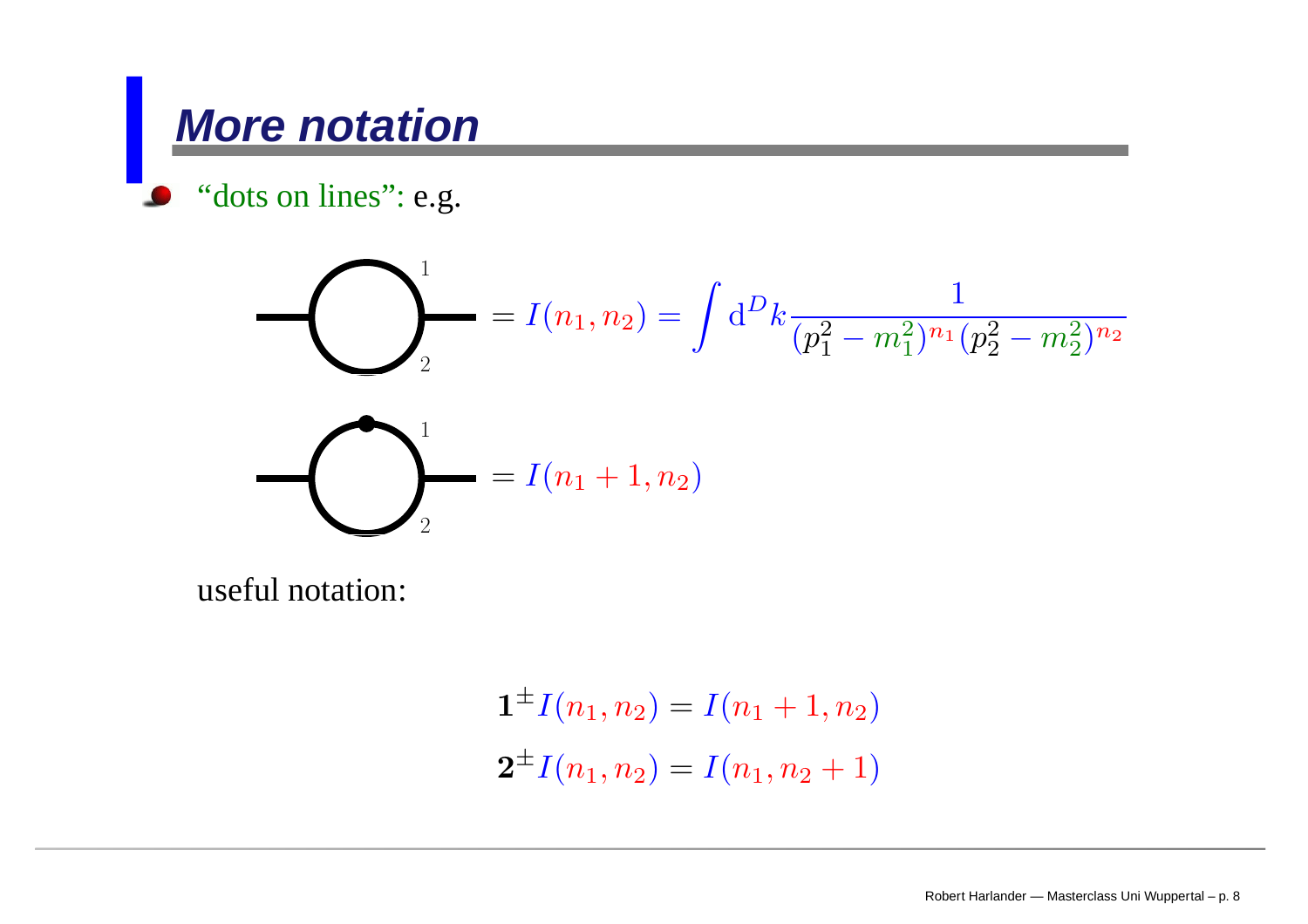## More notation

- "dots on lines": e.g.

$$= I(n_1, n_2) = \int \mathrm{d}^D k \frac{1}{(p_1^2 - m_1^2)^{n_1}(p_2^2 - m_2^2)^{n_2}}$$

$$= I(n_1 + 1, n_2)$$

useful notation:

$$\mathbf{1}^{\pm} I(n_1, n_2) = I(n_1 + 1, n_2)$$

$$\mathbf{2}^{\pm} I(n_1, n_2) = I(n_1, n_2 + 1)$$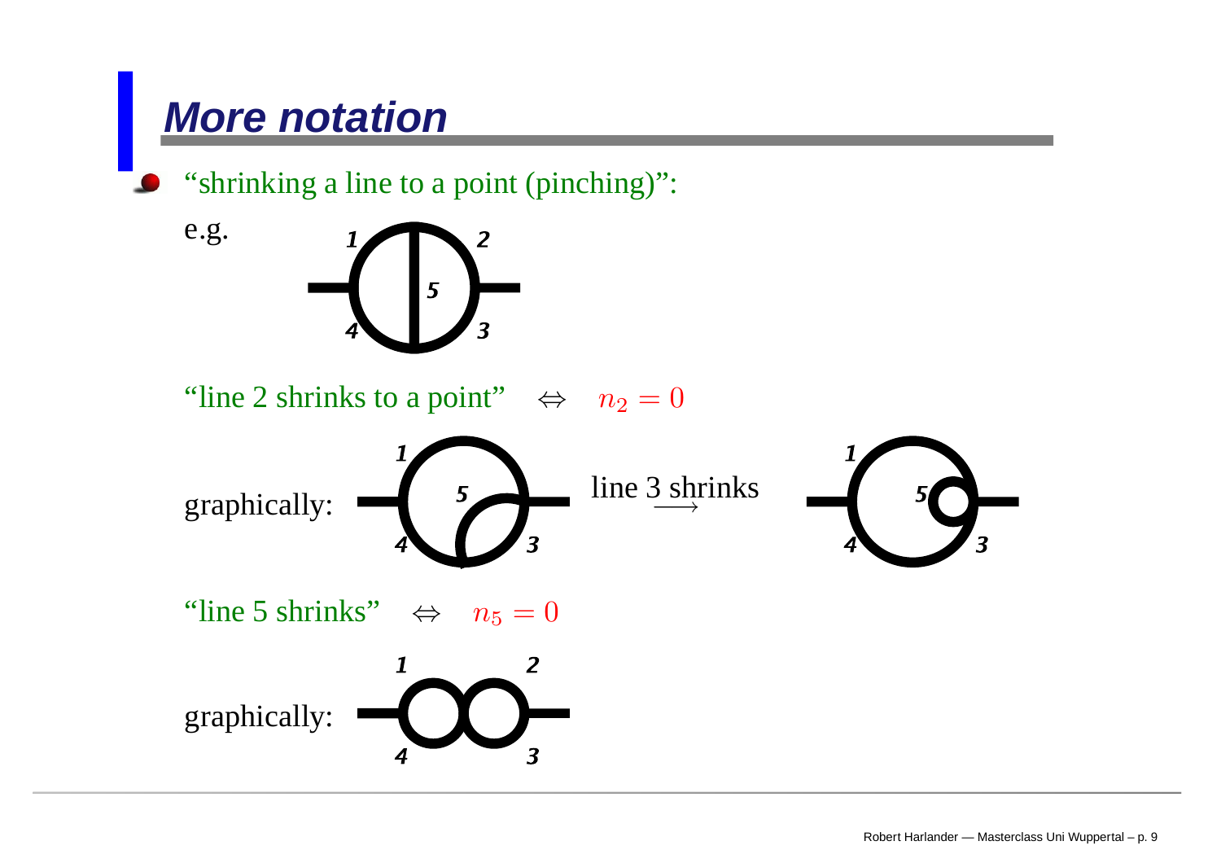# More notation

- "shrinking a line to a point (pinching)":

e.g.

"line 2 shrinks to a point" $\Leftrightarrow$ $n_2 = 0$

graphically: line 3 shrinks $\longrightarrow$

"line 5 shrinks" $\Leftrightarrow$ $n_5 = 0$

graphically: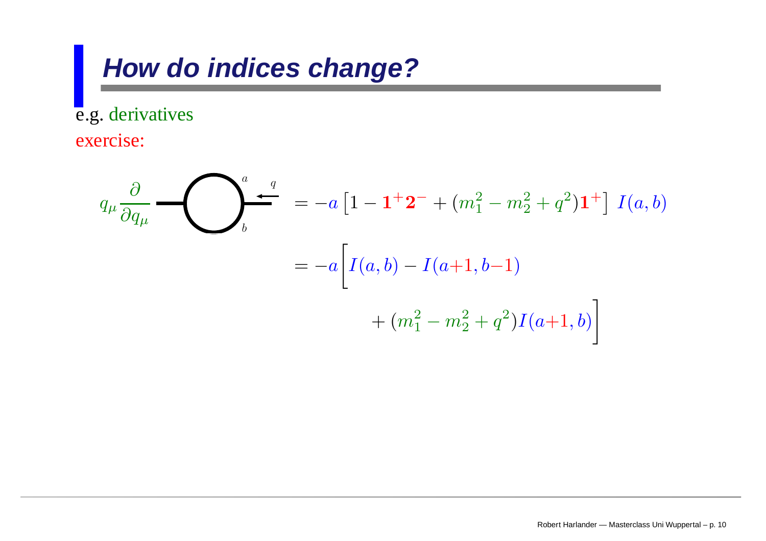# How do indices change?

e.g. derivatives

exercise:

$$
q_\mu \frac{\partial}{\partial q_\mu} \; [\text{diagram: one-loop bubble with lines } a, b \text{ and external momentum } q] = -a\left[1 - \mathbf{1}^+\mathbf{2}^- + (m_1^2 - m_2^2 + q^2)\mathbf{1}^+\right] I(a,b)
$$

$$
= -a\Big[I(a,b) - I(a{+}1,b{-}1) + (m_1^2 - m_2^2 + q^2)I(a{+}1,b)\Big]
$$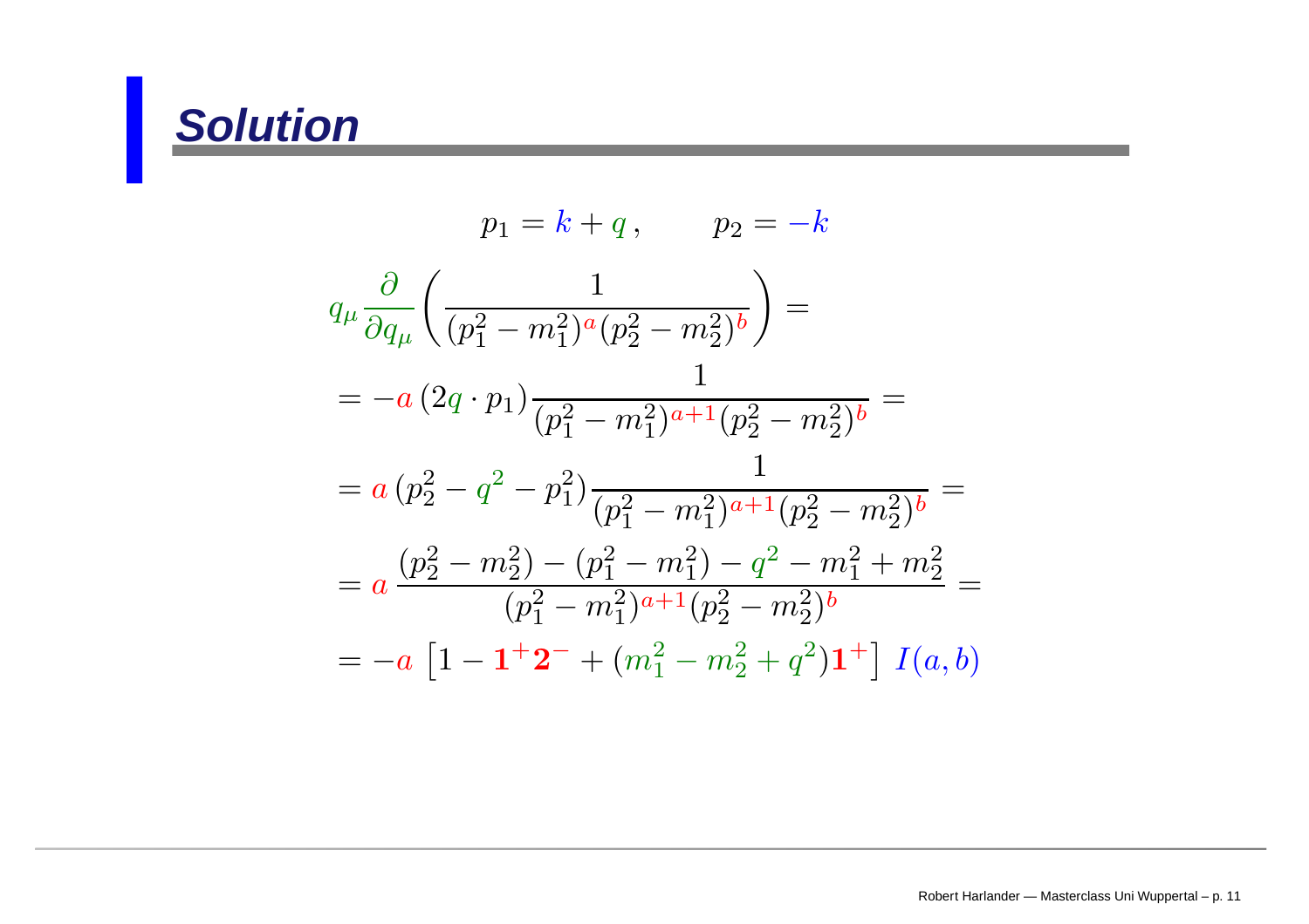# Solution

$$p_1 = k + q\,, \qquad p_2 = -k$$

$$q_\mu \frac{\partial}{\partial q_\mu}\left(\frac{1}{(p_1^2 - m_1^2)^a (p_2^2 - m_2^2)^b}\right) =$$

$$= -a\,(2q\cdot p_1)\frac{1}{(p_1^2 - m_1^2)^{a+1}(p_2^2 - m_2^2)^b} =$$

$$= a\,(p_2^2 - q^2 - p_1^2)\frac{1}{(p_1^2 - m_1^2)^{a+1}(p_2^2 - m_2^2)^b} =$$

$$= a\,\frac{(p_2^2 - m_2^2) - (p_1^2 - m_1^2) - q^2 - m_1^2 + m_2^2}{(p_1^2 - m_1^2)^{a+1}(p_2^2 - m_2^2)^b} =$$

$$= -a\left[1 - \mathbf{1}^+\mathbf{2}^- + (m_1^2 - m_2^2 + q^2)\mathbf{1}^+\right] I(a,b)$$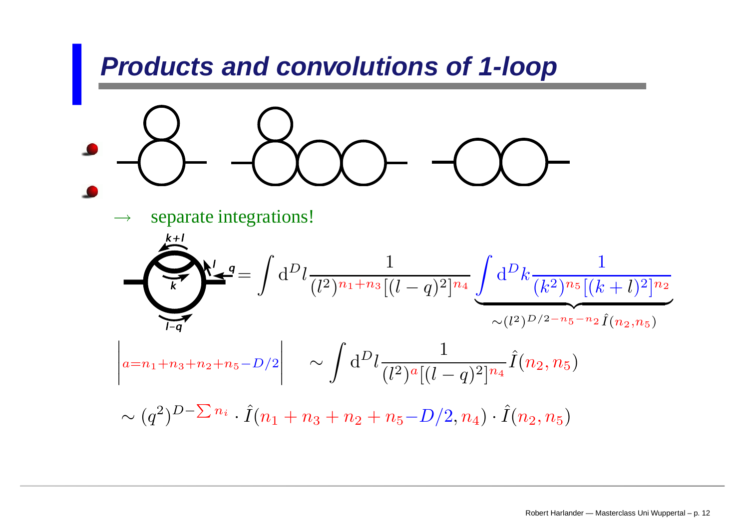# Products and convolutions of 1-loop

- 
- 

$\rightarrow$ separate integrations!

$$= \int \mathrm{d}^D l \frac{1}{(l^2)^{n_1+n_3}[(l-q)^2]^{n_4}} \underbrace{\int \mathrm{d}^D k \frac{1}{(k^2)^{n_5}[(k+l)^2]^{n_2}}}_{\sim (l^2)^{D/2-n_5-n_2}\hat{I}(n_2,n_5)}$$

$$\left| a = n_1+n_3+n_2+n_5-D/2 \right| \quad \sim \int \mathrm{d}^D l \frac{1}{(l^2)^a[(l-q)^2]^{n_4}} \hat{I}(n_2,n_5)$$

$$\sim (q^2)^{D-\sum n_i} \cdot \hat{I}(n_1+n_3+n_2+n_5-D/2, n_4) \cdot \hat{I}(n_2,n_5)$$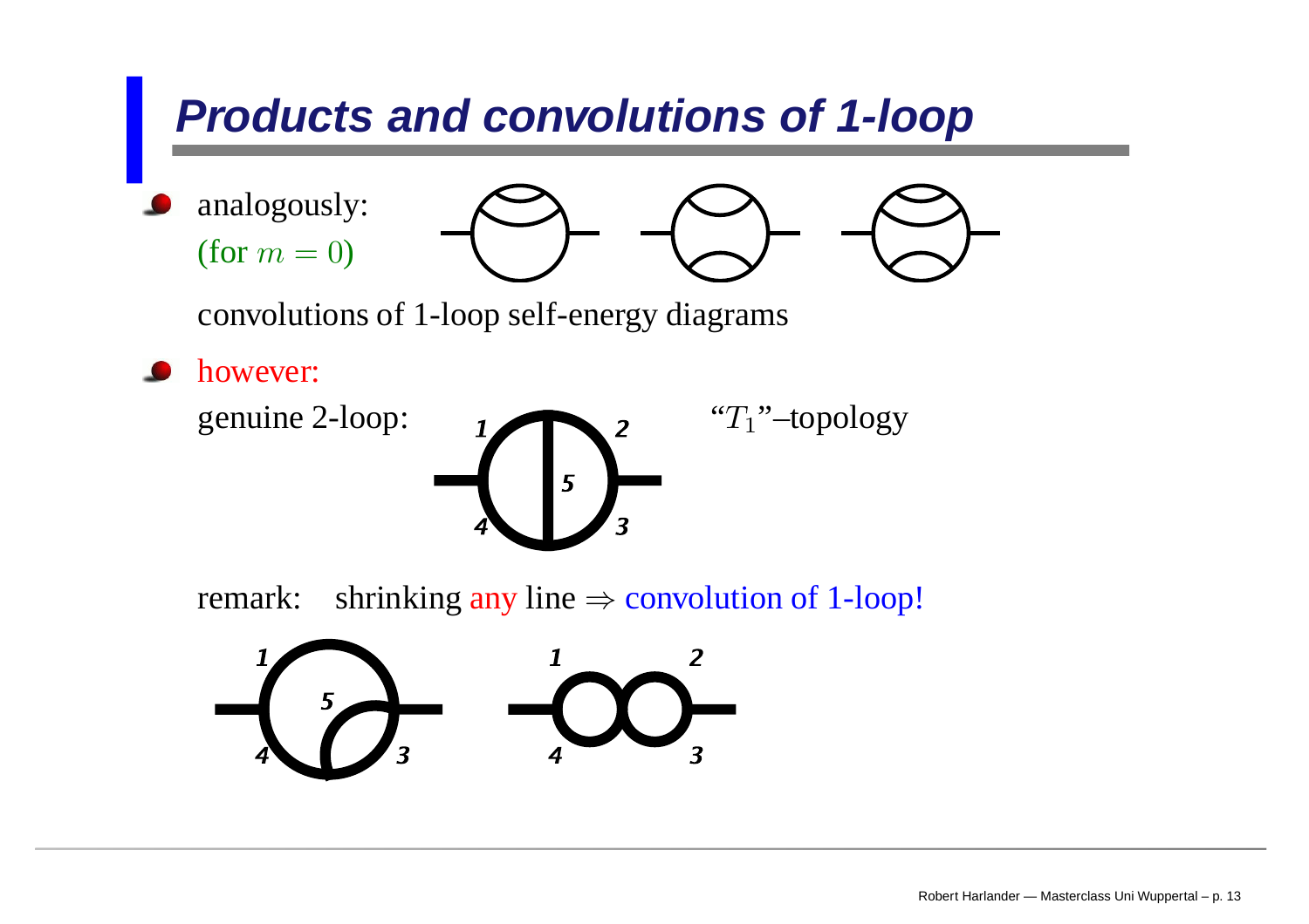# Products and convolutions of 1-loop

- analogously:
  (for $m = 0$)

  convolutions of 1-loop self-energy diagrams

- however:

  genuine 2-loop: "$T_1$"–topology

  remark: shrinking any line ⇒ convolution of 1-loop!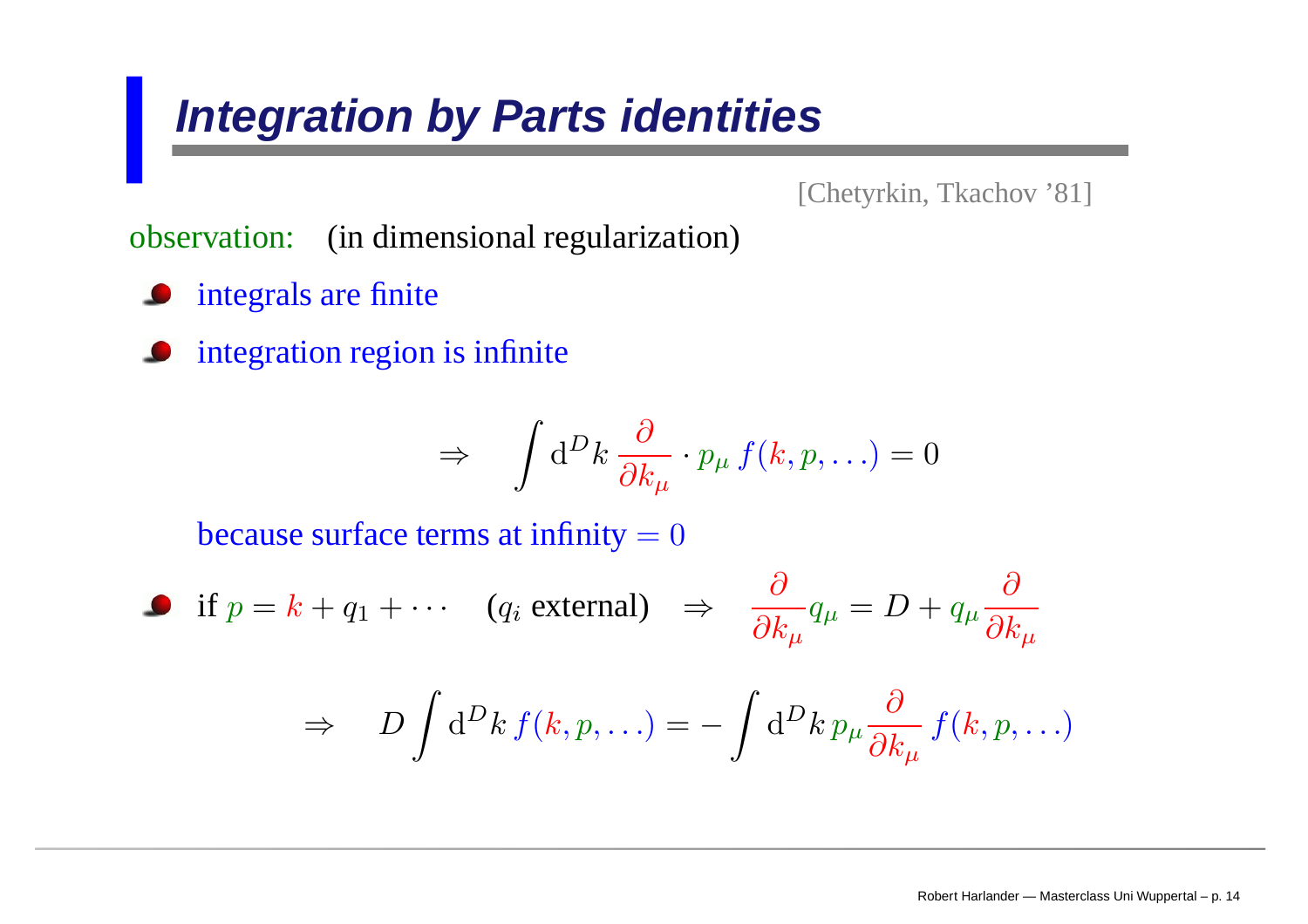# Integration by Parts identities

[Chetyrkin, Tkachov '81]

observation: (in dimensional regularization)

- integrals are finite
- integration region is infinite

$$\Rightarrow \quad \int \mathrm{d}^D k \, \frac{\partial}{\partial k_\mu} \cdot p_\mu \, f(k, p, \ldots) = 0$$

because surface terms at infinity $= 0$

- if $p = k + q_1 + \cdots$ ($q_i$ external) $\Rightarrow \quad \frac{\partial}{\partial k_\mu} q_\mu = D + q_\mu \frac{\partial}{\partial k_\mu}$

$$\Rightarrow \quad D \int \mathrm{d}^D k \, f(k, p, \ldots) = - \int \mathrm{d}^D k \, p_\mu \frac{\partial}{\partial k_\mu} \, f(k, p, \ldots)$$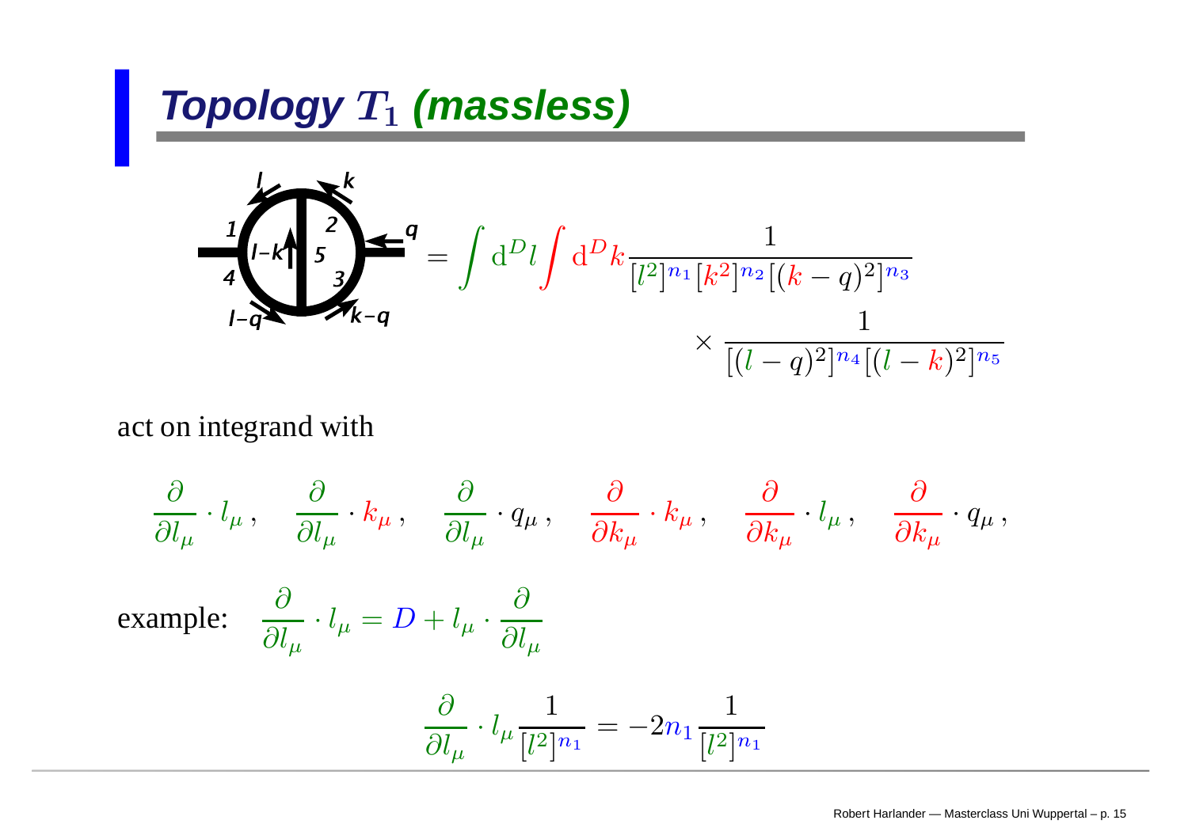# Topology $T_1$ (massless)

$$
= \int \mathrm{d}^D l \int \mathrm{d}^D k \frac{1}{[l^2]^{n_1}[k^2]^{n_2}[(k-q)^2]^{n_3}} \times \frac{1}{[(l-q)^2]^{n_4}[(l-k)^2]^{n_5}}
$$

act on integrand with

$$
\frac{\partial}{\partial l_\mu} \cdot l_\mu\,, \quad \frac{\partial}{\partial l_\mu} \cdot k_\mu\,, \quad \frac{\partial}{\partial l_\mu} \cdot q_\mu\,, \quad \frac{\partial}{\partial k_\mu} \cdot k_\mu\,, \quad \frac{\partial}{\partial k_\mu} \cdot l_\mu\,, \quad \frac{\partial}{\partial k_\mu} \cdot q_\mu\,,
$$

example: $\displaystyle \frac{\partial}{\partial l_\mu} \cdot l_\mu = D + l_\mu \cdot \frac{\partial}{\partial l_\mu}$

$$
\frac{\partial}{\partial l_\mu} \cdot l_\mu \frac{1}{[l^2]^{n_1}} = -2n_1 \frac{1}{[l^2]^{n_1}}
$$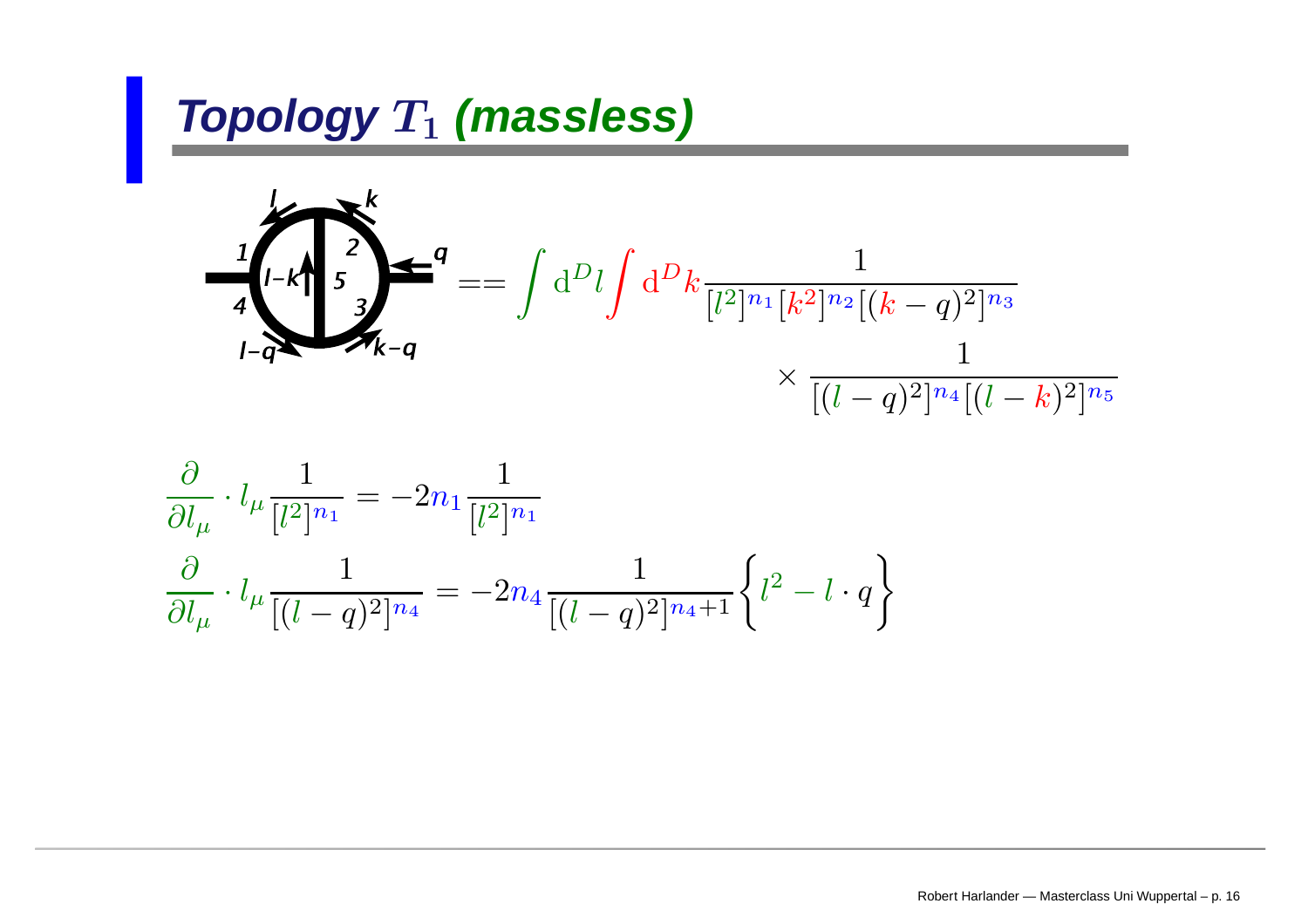# Topology $T_1$ (massless)

$$
== \int \mathrm{d}^D l \int \mathrm{d}^D k \frac{1}{[l^2]^{n_1}[k^2]^{n_2}[(k-q)^2]^{n_3}} \times \frac{1}{[(l-q)^2]^{n_4}[(l-k)^2]^{n_5}}
$$

$$
\frac{\partial}{\partial l_\mu} \cdot l_\mu \frac{1}{[l^2]^{n_1}} = -2n_1 \frac{1}{[l^2]^{n_1}}
$$

$$
\frac{\partial}{\partial l_\mu} \cdot l_\mu \frac{1}{[(l-q)^2]^{n_4}} = -2n_4 \frac{1}{[(l-q)^2]^{n_4+1}} \left\{ l^2 - l \cdot q \right\}
$$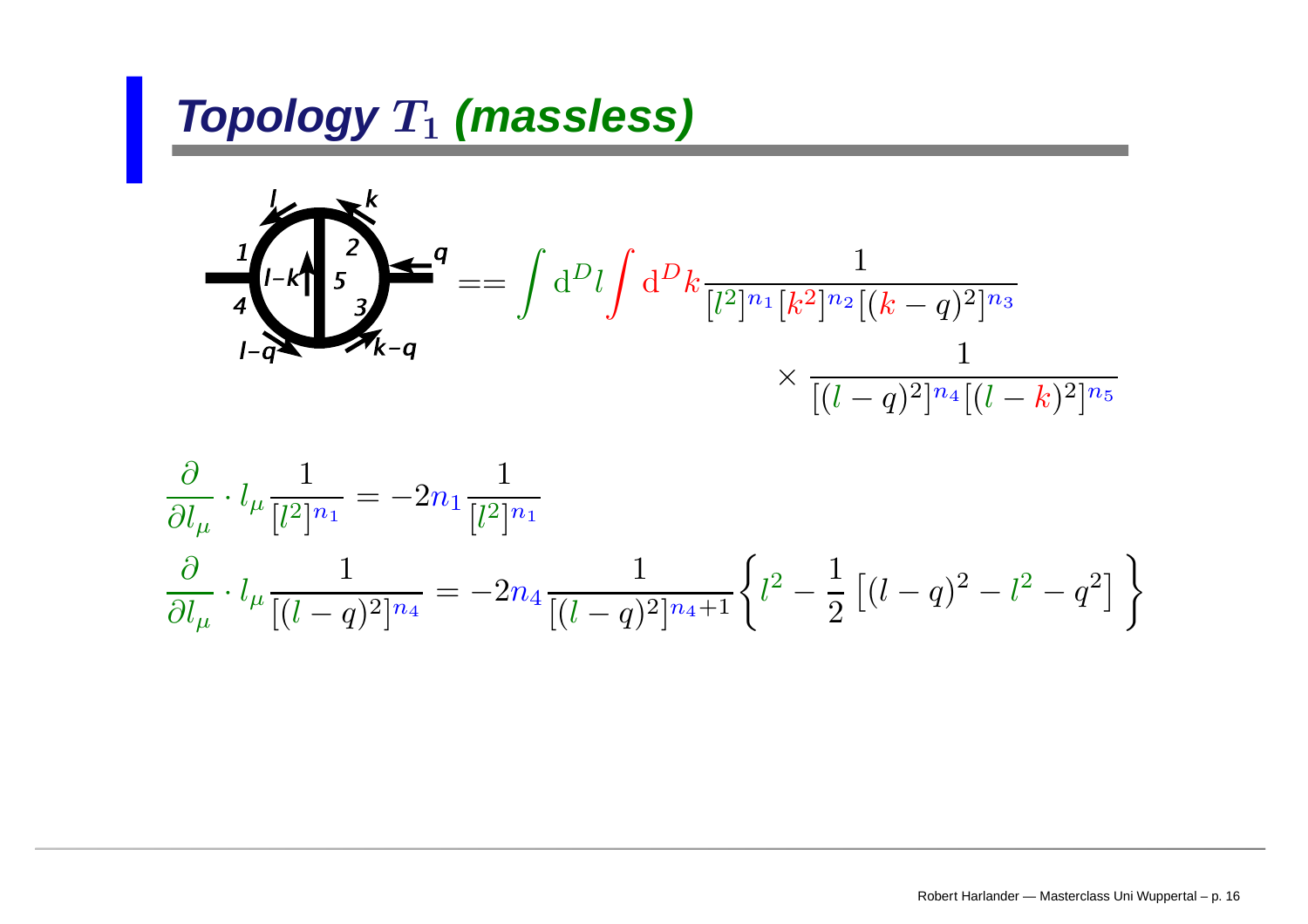# Topology $T_1$ (massless)

$$
== \int \mathrm{d}^D l \int \mathrm{d}^D k \frac{1}{[l^2]^{n_1}[k^2]^{n_2}[(k-q)^2]^{n_3}} \times \frac{1}{[(l-q)^2]^{n_4}[(l-k)^2]^{n_5}}
$$

$$
\frac{\partial}{\partial l_\mu} \cdot l_\mu \frac{1}{[l^2]^{n_1}} = -2n_1 \frac{1}{[l^2]^{n_1}}
$$

$$
\frac{\partial}{\partial l_\mu} \cdot l_\mu \frac{1}{[(l-q)^2]^{n_4}} = -2n_4 \frac{1}{[(l-q)^2]^{n_4+1}} \left\{ l^2 - \frac{1}{2}\left[(l-q)^2 - l^2 - q^2\right] \right\}
$$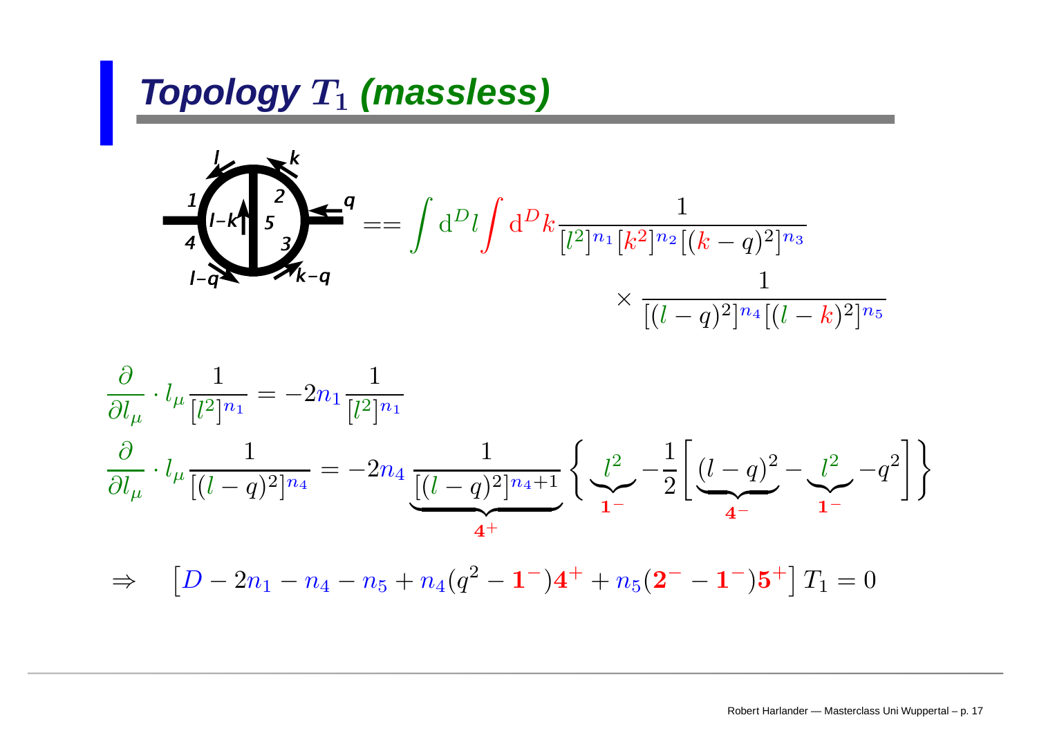# Topology $T_1$ (massless)

$$
== \int \mathrm{d}^D l \int \mathrm{d}^D k \frac{1}{[l^2]^{n_1}[k^2]^{n_2}[(k-q)^2]^{n_3}} \times \frac{1}{[(l-q)^2]^{n_4}[(l-k)^2]^{n_5}}
$$

$$
\frac{\partial}{\partial l_\mu} \cdot l_\mu \frac{1}{[l^2]^{n_1}} = -2n_1 \frac{1}{[l^2]^{n_1}}
$$

$$
\frac{\partial}{\partial l_\mu} \cdot l_\mu \frac{1}{[(l-q)^2]^{n_4}} = -2n_4 \underbrace{\frac{1}{[(l-q)^2]^{n_4+1}}}_{\mathbf{4}^+} \left\{ \underbrace{l^2}_{\mathbf{1}^-} - \frac{1}{2}\left[ \underbrace{(l-q)^2}_{\mathbf{4}^-} - \underbrace{l^2}_{\mathbf{1}^-} - q^2 \right] \right\}
$$

$$
\Rightarrow \quad \left[ D - 2n_1 - n_4 - n_5 + n_4(q^2 - \mathbf{1}^-)\mathbf{4}^+ + n_5(\mathbf{2}^- - \mathbf{1}^-)\mathbf{5}^+ \right] T_1 = 0
$$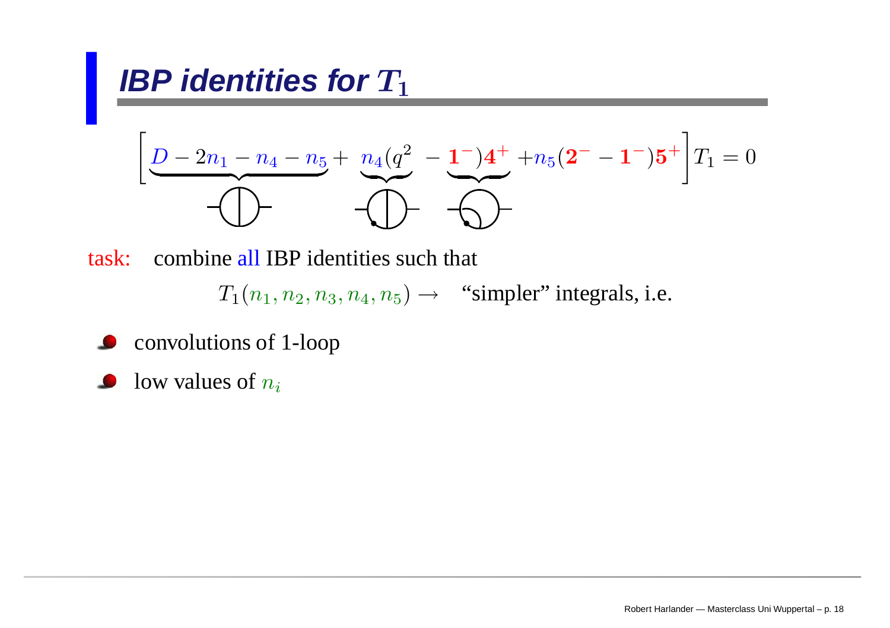## IBP identities for $T_1$

$$\left[\underbrace{D - 2n_1 - n_4 - n_5}_{} + \underbrace{n_4(q^2}_{} - \underbrace{\mathbf{1}^-)\mathbf{4}^+}_{} + n_5(\mathbf{2}^- - \mathbf{1}^-)\mathbf{5}^+\right] T_1 = 0$$

task: combine all IBP identities such that

$$T_1(n_1, n_2, n_3, n_4, n_5) \to \quad \text{“simpler” integrals, i.e.}$$

- convolutions of 1-loop
- low values of $n_i$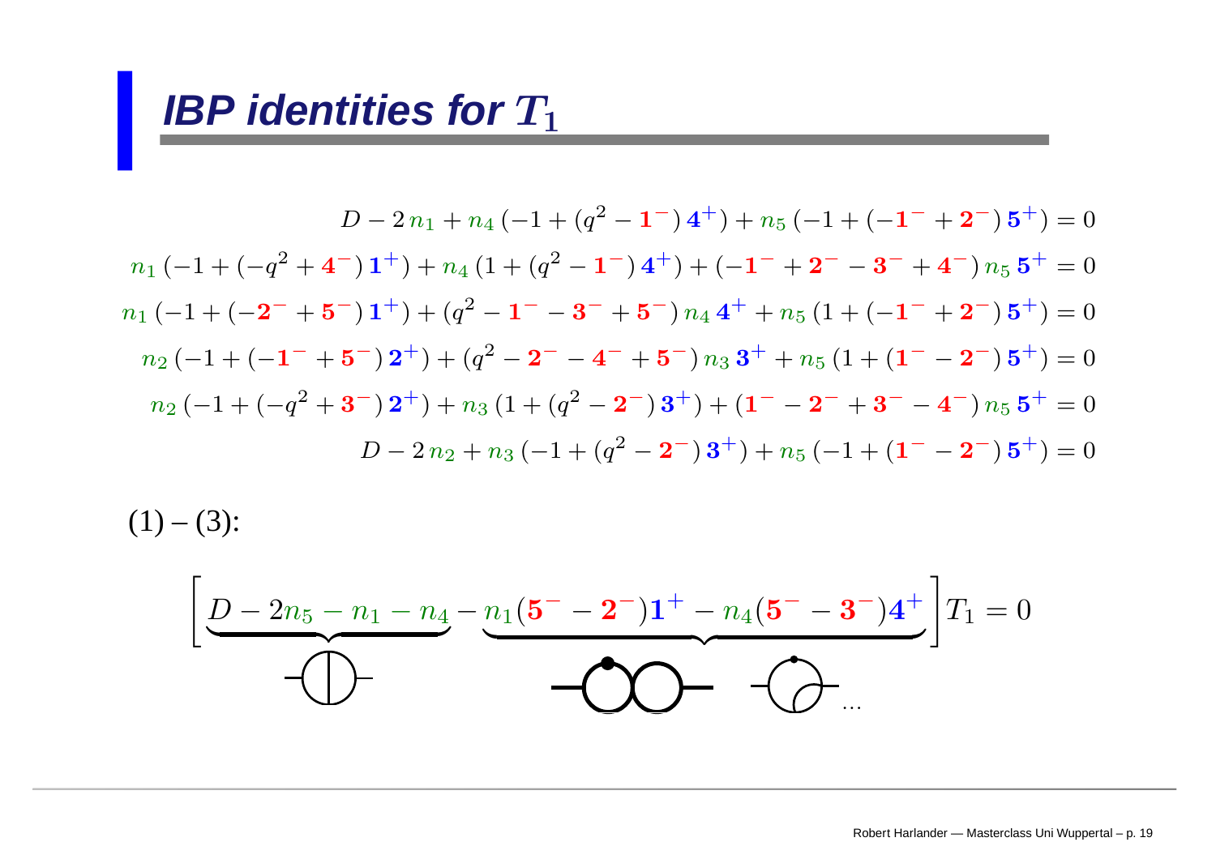# IBP identities for $T_1$

$$D - 2\,n_1 + n_4\,(-1 + (q^2 - \mathbf{1}^-)\,\mathbf{4}^+) + n_5\,(-1 + (-\mathbf{1}^- + \mathbf{2}^-)\,\mathbf{5}^+) = 0$$

$$n_1\,(-1 + (-q^2 + \mathbf{4}^-)\,\mathbf{1}^+) + n_4\,(1 + (q^2 - \mathbf{1}^-)\,\mathbf{4}^+) + (-\mathbf{1}^- + \mathbf{2}^- - \mathbf{3}^- + \mathbf{4}^-)\,n_5\,\mathbf{5}^+ = 0$$

$$n_1\,(-1 + (-\mathbf{2}^- + \mathbf{5}^-)\,\mathbf{1}^+) + (q^2 - \mathbf{1}^- - \mathbf{3}^- + \mathbf{5}^-)\,n_4\,\mathbf{4}^+ + n_5\,(1 + (-\mathbf{1}^- + \mathbf{2}^-)\,\mathbf{5}^+) = 0$$

$$n_2\,(-1 + (-\mathbf{1}^- + \mathbf{5}^-)\,\mathbf{2}^+) + (q^2 - \mathbf{2}^- - \mathbf{4}^- + \mathbf{5}^-)\,n_3\,\mathbf{3}^+ + n_5\,(1 + (\mathbf{1}^- - \mathbf{2}^-)\,\mathbf{5}^+) = 0$$

$$n_2\,(-1 + (-q^2 + \mathbf{3}^-)\,\mathbf{2}^+) + n_3\,(1 + (q^2 - \mathbf{2}^-)\,\mathbf{3}^+) + (\mathbf{1}^- - \mathbf{2}^- + \mathbf{3}^- - \mathbf{4}^-)\,n_5\,\mathbf{5}^+ = 0$$

$$D - 2\,n_2 + n_3\,(-1 + (q^2 - \mathbf{2}^-)\,\mathbf{3}^+) + n_5\,(-1 + (\mathbf{1}^- - \mathbf{2}^-)\,\mathbf{5}^+) = 0$$

(1) – (3):

$$\Big[\underbrace{D - 2n_5 - n_1 - n_4}\; - \underbrace{n_1(\mathbf{5}^- - \mathbf{2}^-)\mathbf{1}^+ - n_4(\mathbf{5}^- - \mathbf{3}^-)\mathbf{4}^+}\Big]T_1 = 0$$

...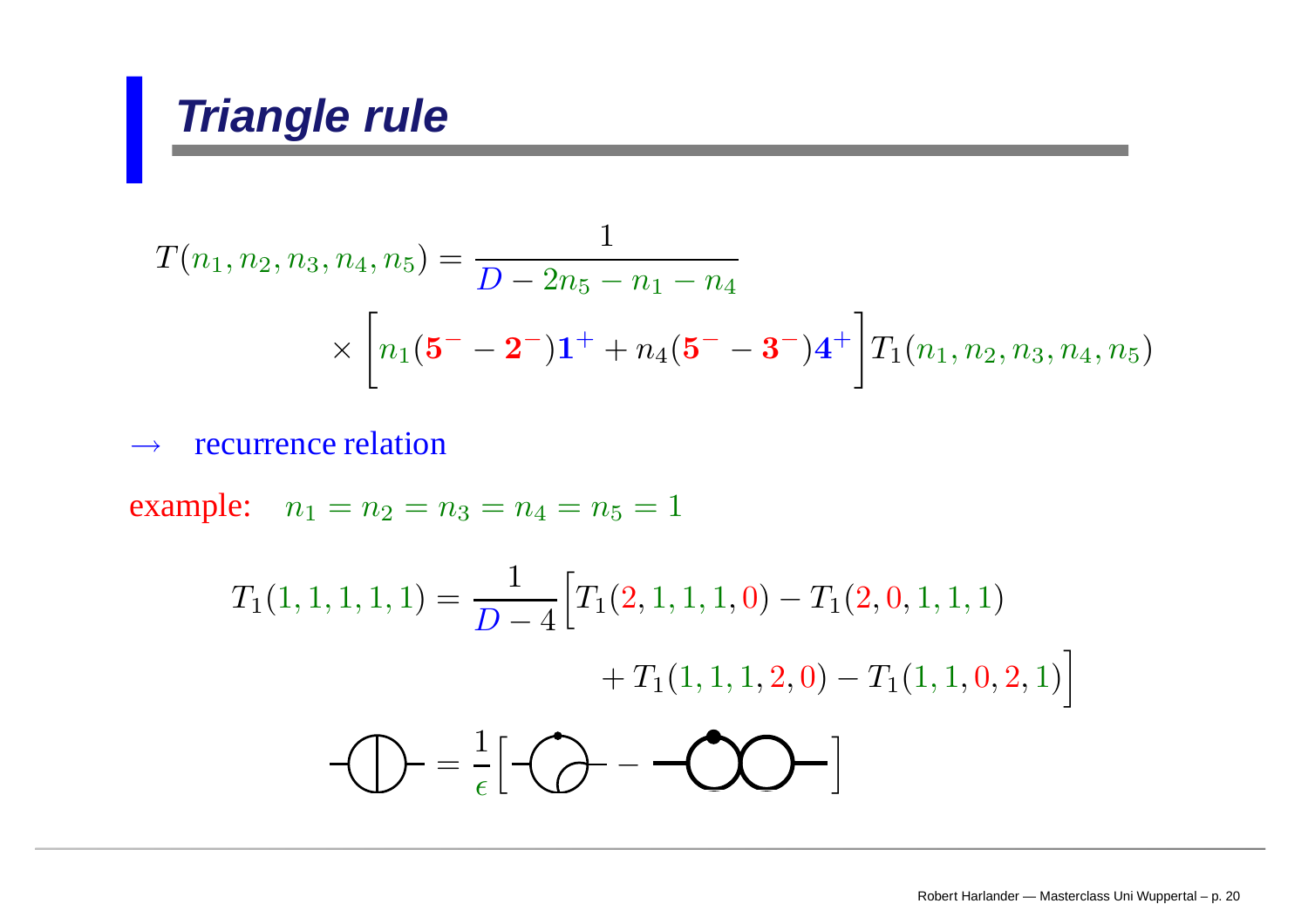# Triangle rule

$$T(n_1,n_2,n_3,n_4,n_5) = \frac{1}{D-2n_5-n_1-n_4} \times \left[ n_1(\mathbf{5}^- - \mathbf{2}^-)\mathbf{1}^+ + n_4(\mathbf{5}^- - \mathbf{3}^-)\mathbf{4}^+ \right] T_1(n_1,n_2,n_3,n_4,n_5)$$

$\rightarrow$ recurrence relation

example: $n_1 = n_2 = n_3 = n_4 = n_5 = 1$

$$T_1(1,1,1,1,1) = \frac{1}{D-4}\Big[T_1(2,1,1,1,0) - T_1(2,0,1,1,1) + T_1(1,1,1,2,0) - T_1(1,1,0,2,1)\Big]$$

$$= \frac{1}{\epsilon}\Big[ \quad - \quad \Big]$$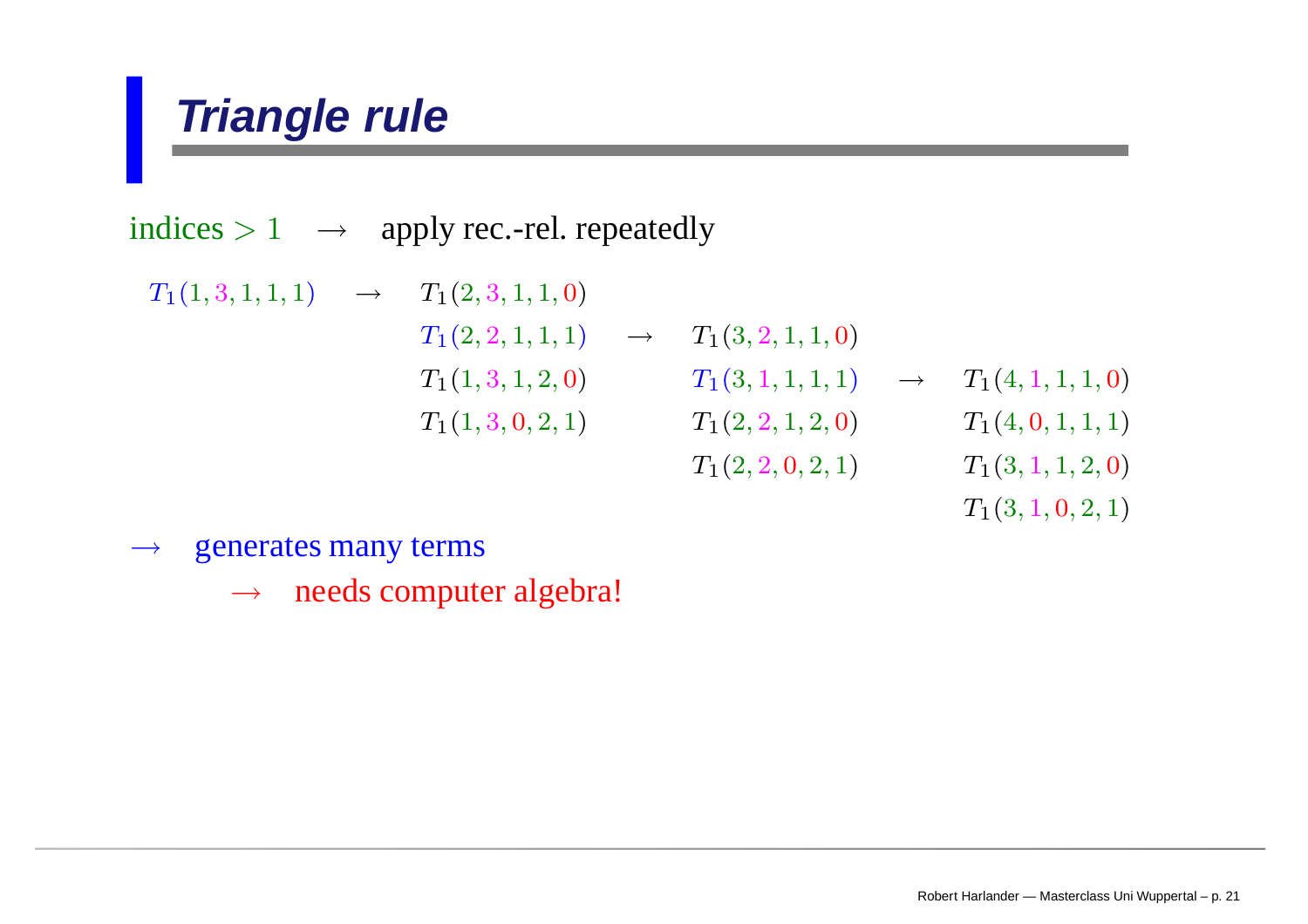# Triangle rule

indices $> 1$ $\rightarrow$ apply rec.-rel. repeatedly

$$
\begin{array}{lllllll}
T_1(1,3,1,1,1) & \rightarrow & T_1(2,3,1,1,0) & & & & \\
 & & T_1(2,2,1,1,1) & \rightarrow & T_1(3,2,1,1,0) & & \\
 & & T_1(1,3,1,2,0) & & T_1(3,1,1,1,1) & \rightarrow & T_1(4,1,1,1,0) \\
 & & T_1(1,3,0,2,1) & & T_1(2,2,1,2,0) & & T_1(4,0,1,1,1) \\
 & & & & T_1(2,2,0,2,1) & & T_1(3,1,1,2,0) \\
 & & & & & & T_1(3,1,0,2,1)
\end{array}
$$

$\rightarrow$ generates many terms

- $\rightarrow$ needs computer algebra!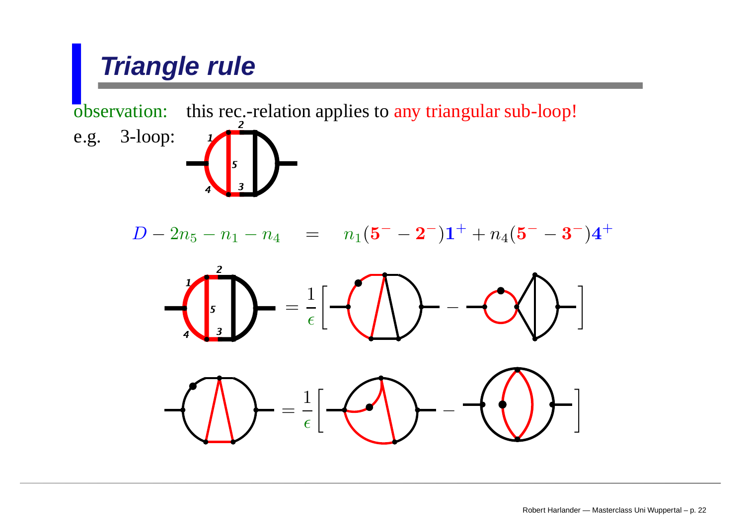# Triangle rule

observation: this rec.-relation applies to any triangular sub-loop!

e.g. 3-loop:

$$D - 2n_5 - n_1 - n_4 \quad = \quad n_1(\mathbf{5}^- - \mathbf{2}^-)\mathbf{1}^+ + n_4(\mathbf{5}^- - \mathbf{3}^-)\mathbf{4}^+$$

$$= \frac{1}{\epsilon}\Big[ \quad - \quad \Big]$$

$$= \frac{1}{\epsilon}\Big[ \quad - \quad \Big]$$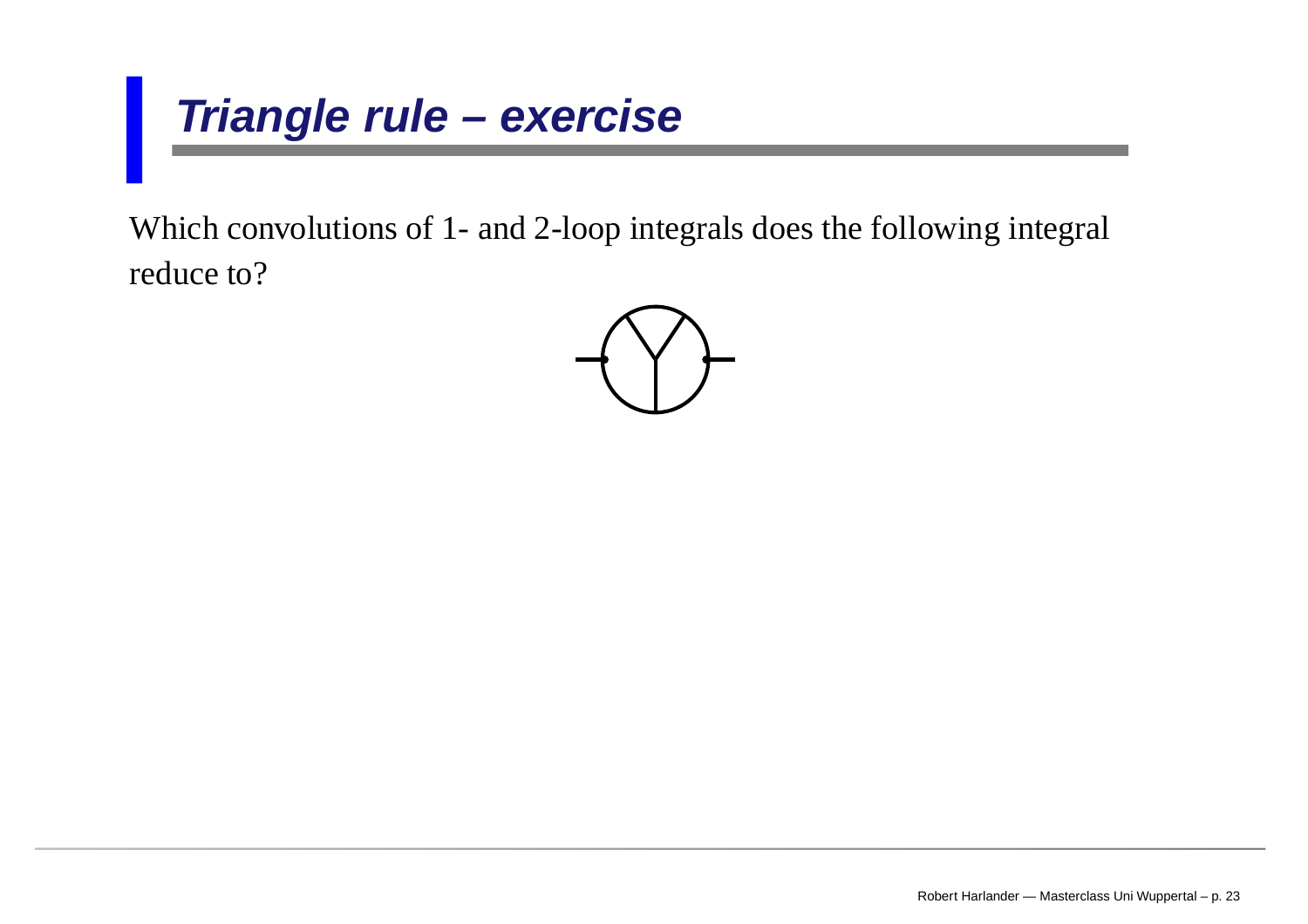# *Triangle rule – exercise*

Which convolutions of 1- and 2-loop integrals does the following integral reduce to?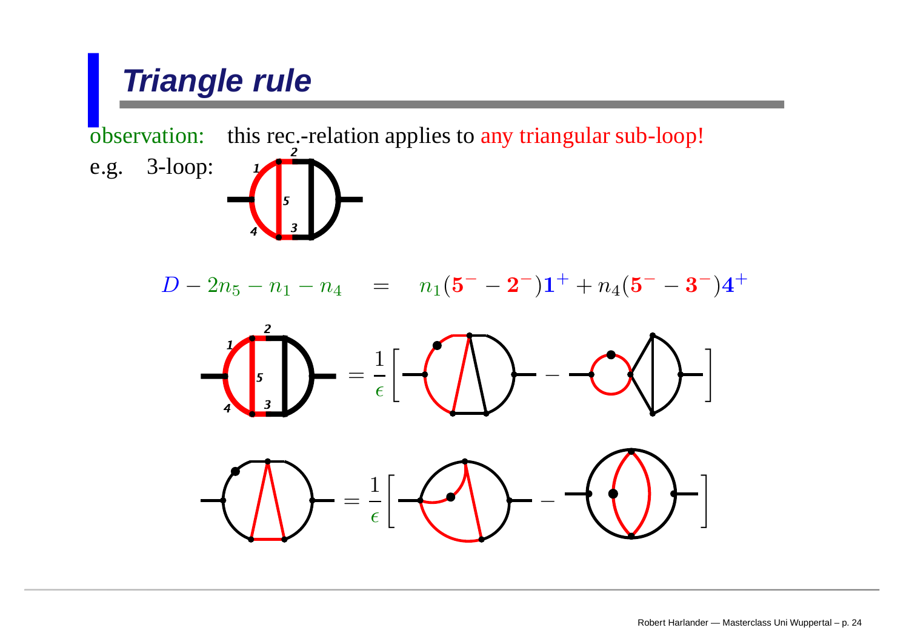# Triangle rule

observation: this rec.-relation applies to any triangular sub-loop!

e.g. 3-loop:

$$D - 2n_5 - n_1 - n_4 \quad = \quad n_1(\mathbf{5}^- - \mathbf{2}^-)\mathbf{1}^+ + n_4(\mathbf{5}^- - \mathbf{3}^-)\mathbf{4}^+$$

$$= \frac{1}{\epsilon}\Big[ \quad - \quad \Big]$$

$$= \frac{1}{\epsilon}\Big[ \quad - \quad \Big]$$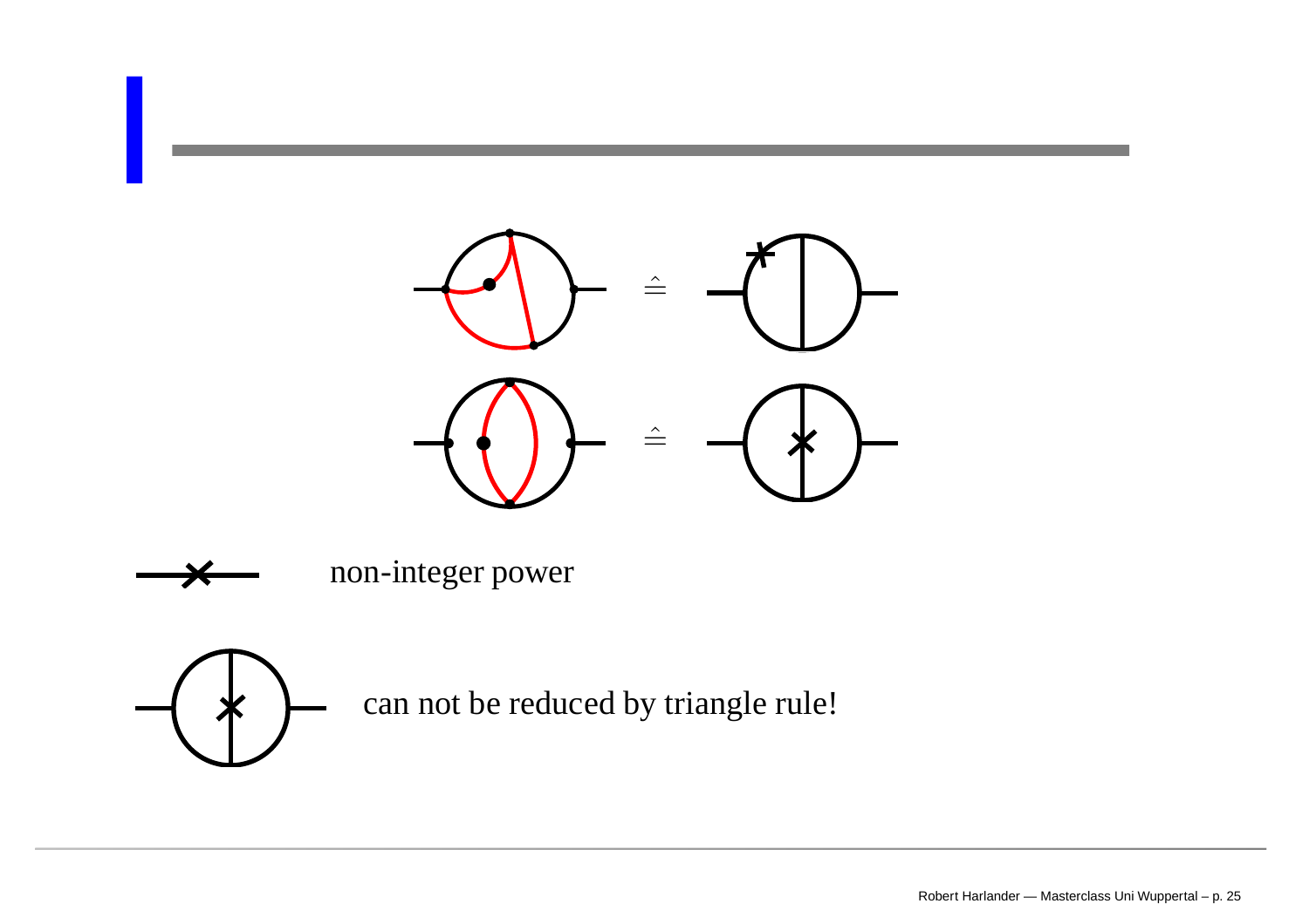non-integer power

can not be reduced by triangle rule!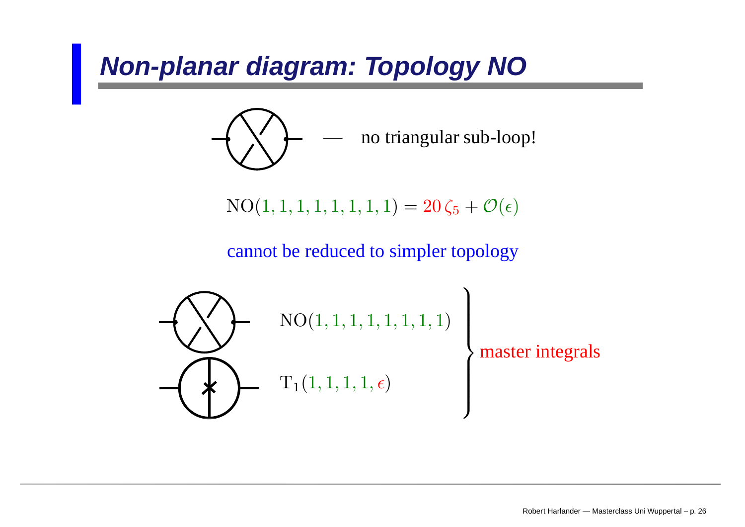# Non-planar diagram: Topology NO

— no triangular sub-loop!

$$\mathrm{NO}(1,1,1,1,1,1,1,1) = 20\,\zeta_5 + \mathcal{O}(\epsilon)$$

cannot be reduced to simpler topology

$\mathrm{NO}(1,1,1,1,1,1,1,1)$

$\mathrm{T}_1(1,1,1,1,\epsilon)$

master integrals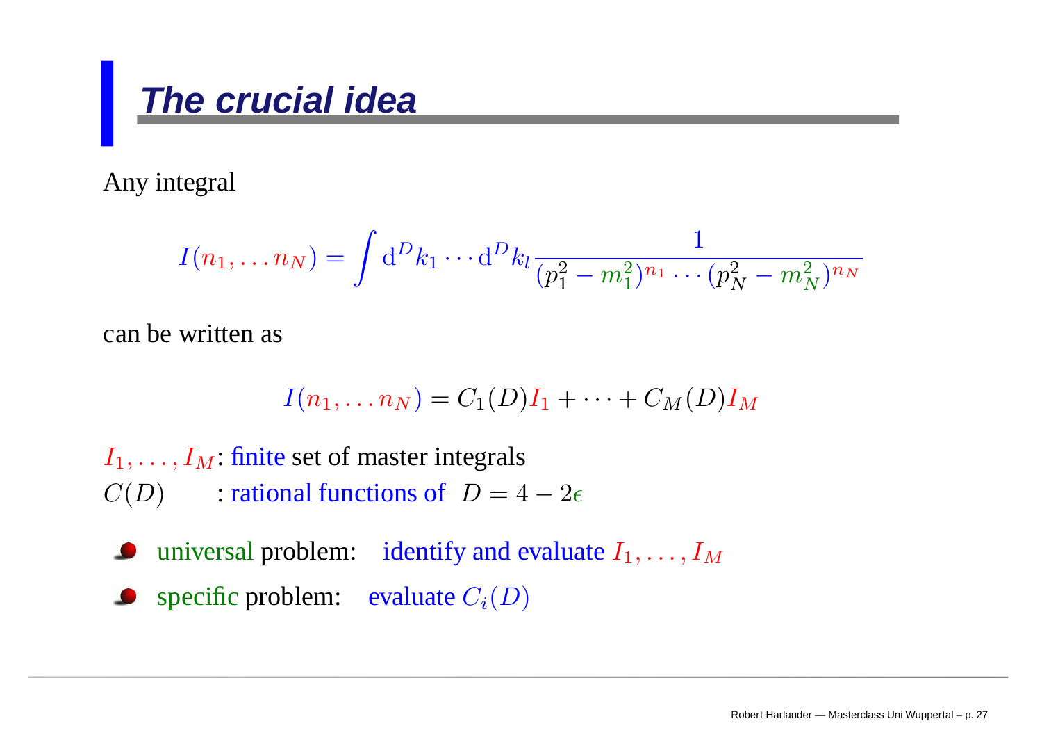# The crucial idea

Any integral

$$I(n_1, \dots n_N) = \int \mathrm{d}^D k_1 \cdots \mathrm{d}^D k_l \frac{1}{(p_1^2 - m_1^2)^{n_1} \cdots (p_N^2 - m_N^2)^{n_N}}$$

can be written as

$$I(n_1, \dots n_N) = C_1(D) I_1 + \cdots + C_M(D) I_M$$

$I_1, \dots, I_M$: finite set of master integrals
$C(D)$ : rational functions of $D = 4 - 2\epsilon$

- universal problem: identify and evaluate $I_1, \dots, I_M$
- specific problem: evaluate $C_i(D)$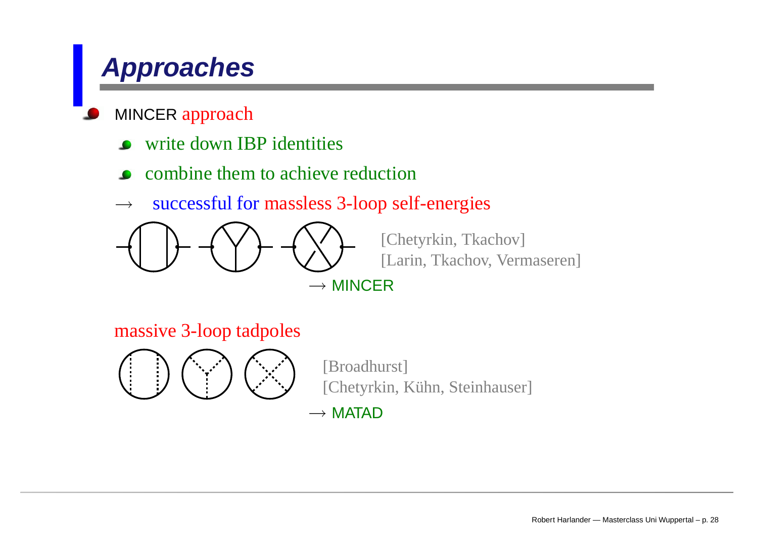# Approaches

- MINCER approach
  - write down IBP identities
  - combine them to achieve reduction

$\longrightarrow$ successful for massless 3-loop self-energies

[Chetyrkin, Tkachov]
[Larin, Tkachov, Vermaseren]

$\longrightarrow$ MINCER

massive 3-loop tadpoles

[Broadhurst]
[Chetyrkin, Kühn, Steinhauser]

$\longrightarrow$ MATAD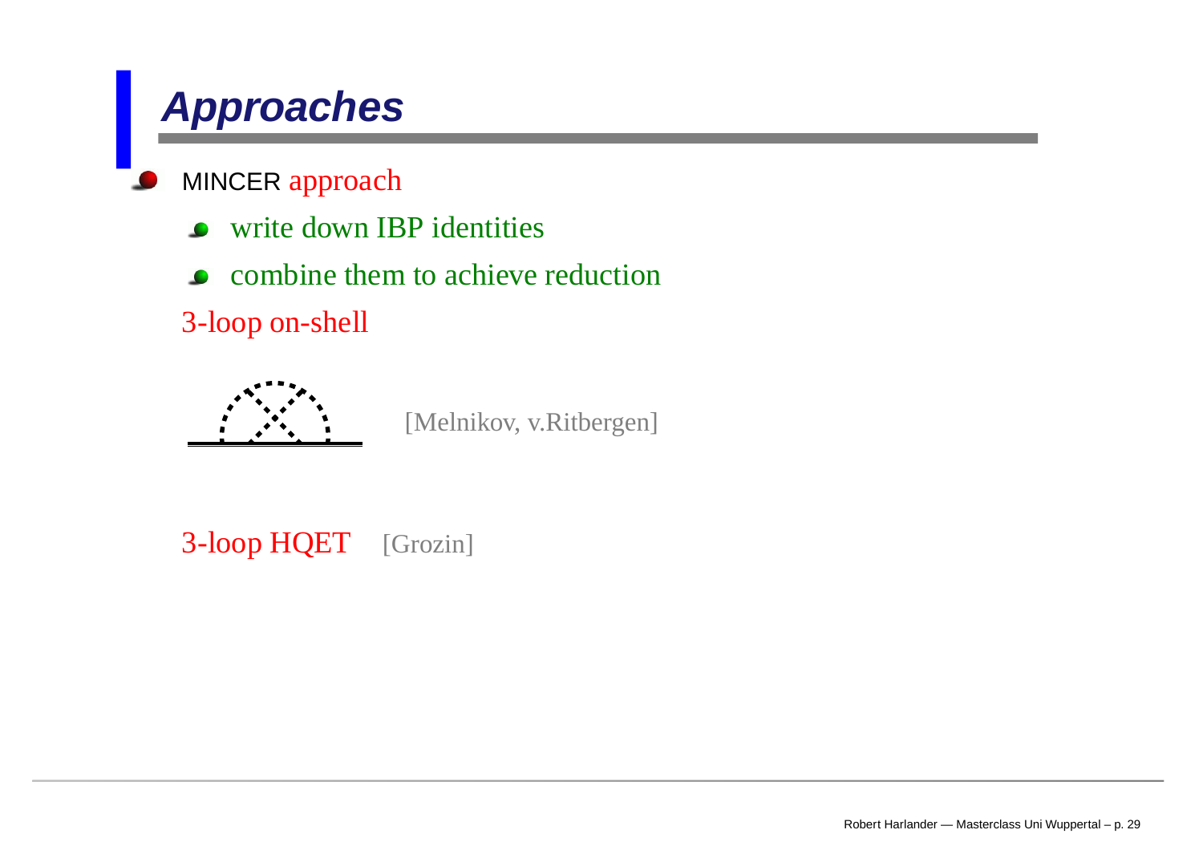## Approaches

- MINCER approach
  - write down IBP identities
  - combine them to achieve reduction

3-loop on-shell

[Melnikov, v.Ritbergen]

3-loop HQET [Grozin]